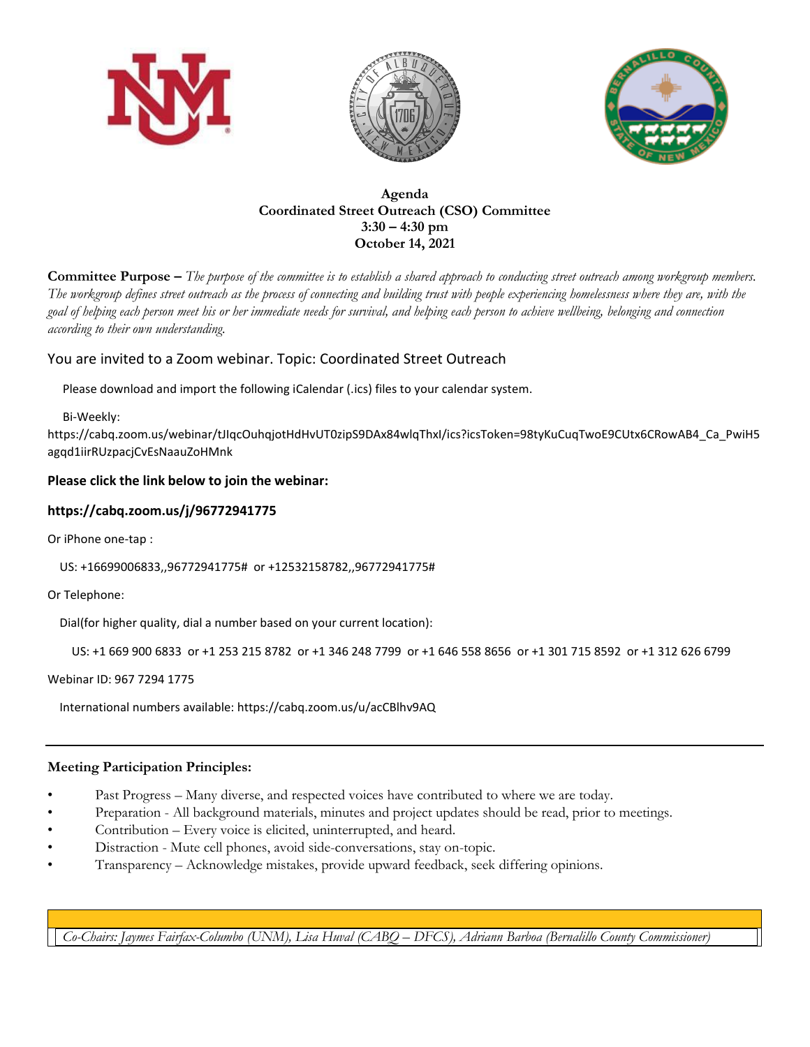# Agenda
## Coordinated Street Outreach (CSO) Committee
### 3:30 – 4:30 pm
### October 14, 2021

**Committee Purpose –** *The purpose of the committee is to establish a shared approach to conducting street outreach among workgroup members. The workgroup defines street outreach as the process of connecting and building trust with people experiencing homelessness where they are, with the goal of helping each person meet his or her immediate needs for survival, and helping each person to achieve wellbeing, belonging and connection according to their own understanding.*

You are invited to a Zoom webinar. Topic: Coordinated Street Outreach

Please download and import the following iCalendar (.ics) files to your calendar system.

Bi-Weekly:
https://cabq.zoom.us/webinar/tJIqcOuhqjotHdHvUT0zipS9DAx84wlqThxI/ics?icsToken=98tyKuCuqTwoE9CUtx6CRowAB4_Ca_PwiH5agqd1iirRUzpacjCvEsNaauZoHMnk

**Please click the link below to join the webinar:**

**https://cabq.zoom.us/j/96772941775**

Or iPhone one-tap :

US: +16699006833,,96772941775# or +12532158782,,96772941775#

Or Telephone:

Dial(for higher quality, dial a number based on your current location):

US: +1 669 900 6833 or +1 253 215 8782 or +1 346 248 7799 or +1 646 558 8656 or +1 301 715 8592 or +1 312 626 6799

Webinar ID: 967 7294 1775

International numbers available: https://cabq.zoom.us/u/acCBlhv9AQ

---

**Meeting Participation Principles:**

- Past Progress – Many diverse, and respected voices have contributed to where we are today.
- Preparation - All background materials, minutes and project updates should be read, prior to meetings.
- Contribution – Every voice is elicited, uninterrupted, and heard.
- Distraction - Mute cell phones, avoid side-conversations, stay on-topic.
- Transparency – Acknowledge mistakes, provide upward feedback, seek differing opinions.

*Co-Chairs: Jaymes Fairfax-Columbo (UNM), Lisa Huval (CABQ – DFCS), Adriann Barboa (Bernalillo County Commissioner)*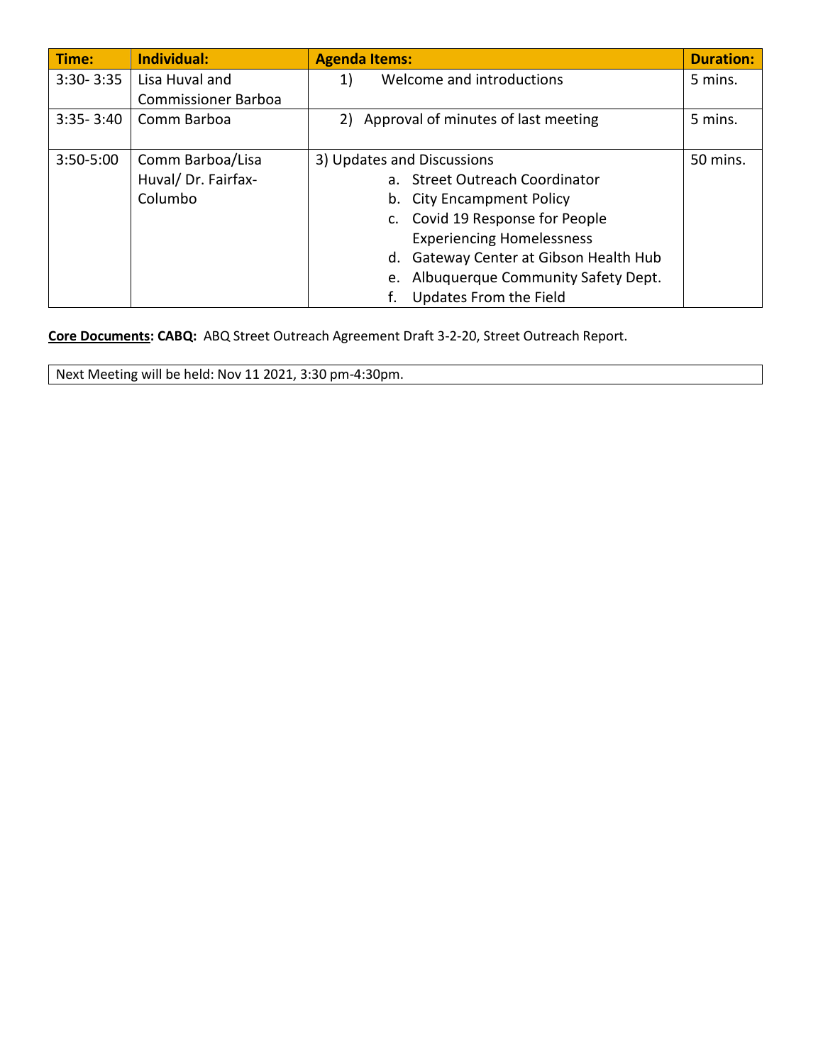| Time: | Individual: | Agenda Items: | Duration: |
|---|---|---|---|
| 3:30- 3:35 | Lisa Huval and Commissioner Barboa | 1) Welcome and introductions | 5 mins. |
| 3:35- 3:40 | Comm Barboa | 2) Approval of minutes of last meeting | 5 mins. |
| 3:50-5:00 | Comm Barboa/Lisa Huval/ Dr. Fairfax-Columbo | 3) Updates and Discussions<br>a. Street Outreach Coordinator<br>b. City Encampment Policy<br>c. Covid 19 Response for People Experiencing Homelessness<br>d. Gateway Center at Gibson Health Hub<br>e. Albuquerque Community Safety Dept.<br>f. Updates From the Field | 50 mins. |

**<u>Core Documents</u>: CABQ:** ABQ Street Outreach Agreement Draft 3-2-20, Street Outreach Report.

Next Meeting will be held: Nov 11 2021, 3:30 pm-4:30pm.